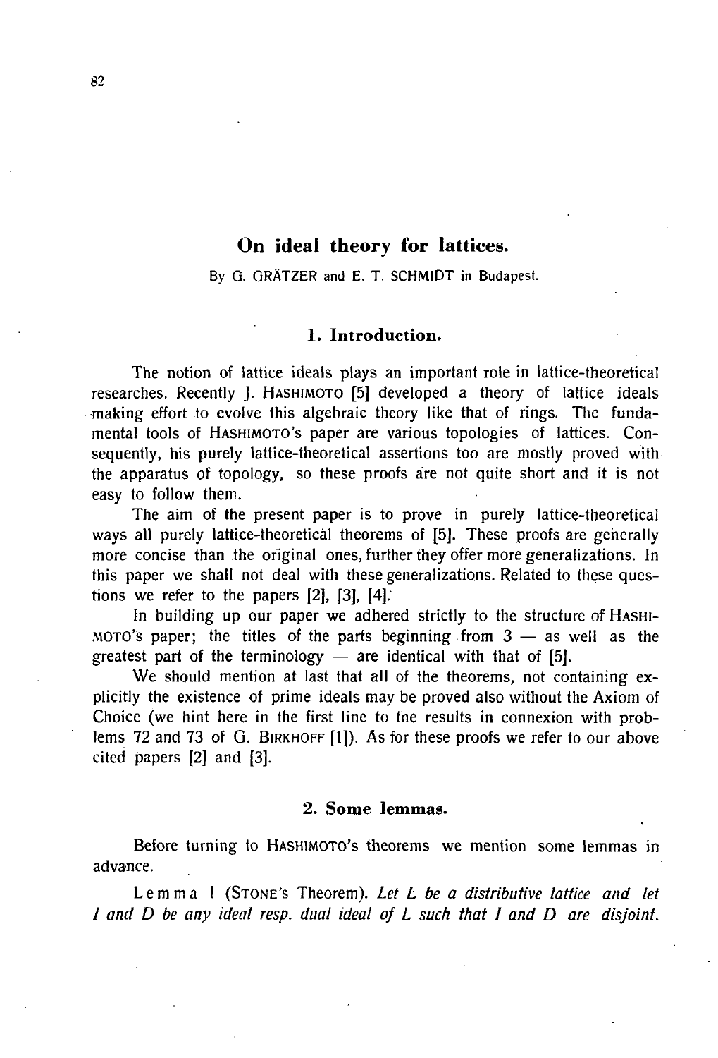# On ideal theory for lattices.

By G. GRÄTZER and E. T. SCHMIDT in Budapest.

## 1. Introduction.

The notion of lattice ideals plays an important role in lattice-theoretical researches. Recently J. HASHIMOTO [5] developed a theory of lattice ideals making effort to evolve this algebraic theory like that of rings. The fundamental tools of HASHIMOTO's paper are various topologies of lattices. Consequently, his purely lattice-theoretical assertions too are mostly proved with the apparatus of topology, so these proofs are not quite short and it is not easy to follow them.

The aim of the present paper is to prove in purely lattice-theoretical ways all purely lattice-theoretical theorems of [5]. These proofs are generally more concise than the original ones, further they offer more generalizations. In this paper we shall not deal with these generalizations. Related to these questions we refer to the papers [2], [3], [4].

In building up our paper we adhered strictly to the structure of HASHIMOTO's paper; the titles of the parts beginning from 3 — as well as the greatest part of the terminology — are identical with that of [5].

We should mention at last that all of the theorems, not containing explicitly the existence of prime ideals may be proved also without the Axiom of Choice (we hint here in the first line to tne results in connexion with problems 72 and 73 of G. BIRKHOFF [1]). As for these proofs we refer to our above cited papers [2] and [3].

## 2. Some lemmas.

Before turning to HASHIMOTO's theorems we mention some lemmas in advance.

Lemma 1 (STONE's Theorem). *Let $L$ be a distributive lattice and let $I$ and $D$ be any ideal resp. dual ideal of $L$ such that $I$ and $D$ are disjoint.*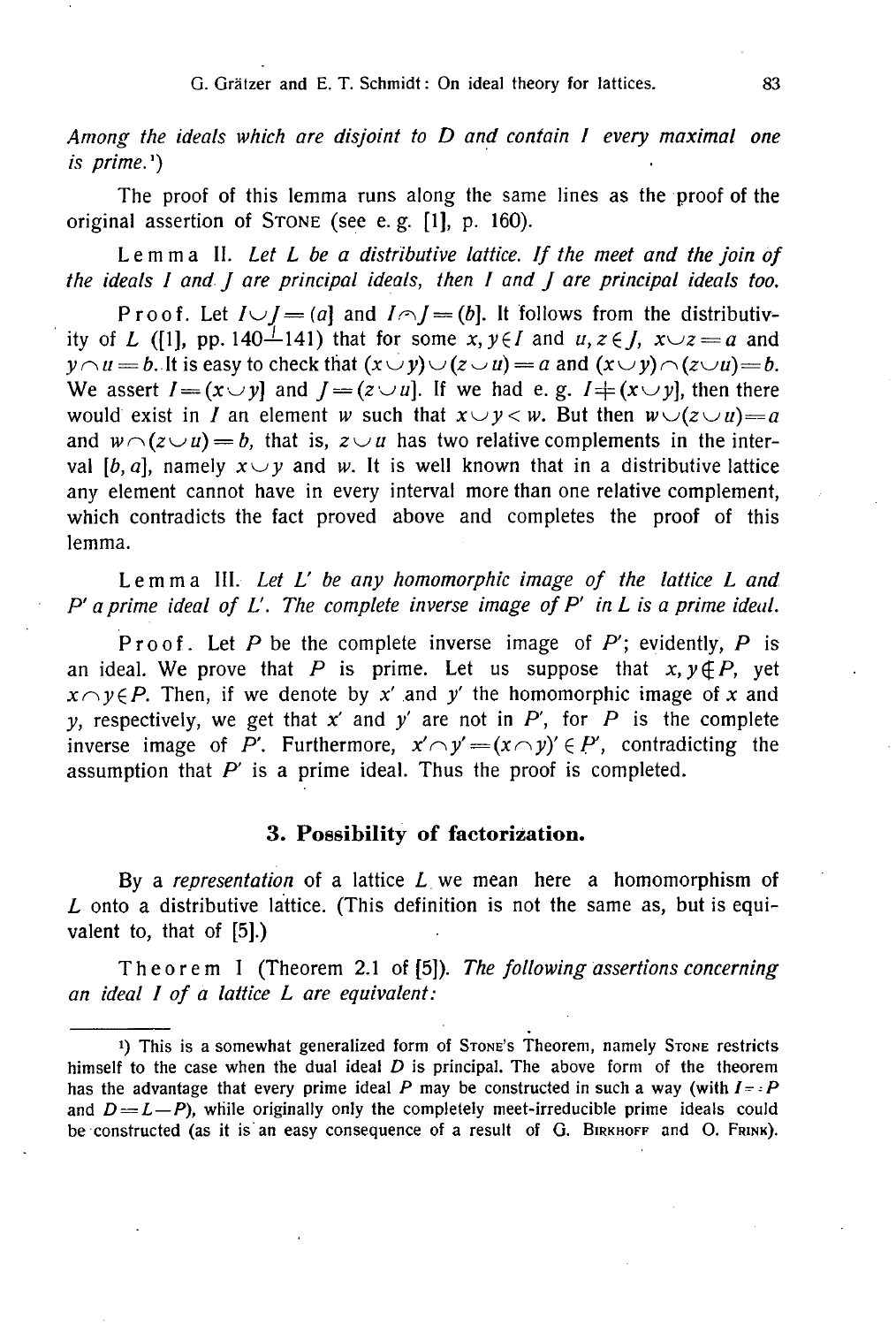*Among the ideals which are disjoint to $D$ and contain $I$ every maximal one is prime.*[1])

The proof of this lemma runs along the same lines as the proof of the original assertion of STONE (see e. g. [1], p. 160).

Lemma II. *Let $L$ be a distributive lattice. If the meet and the join of the ideals $I$ and $J$ are principal ideals, then $I$ and $J$ are principal ideals too.*

Proof. Let $I \cup J = (a]$ and $I \cap J = (b]$. It follows from the distributivity of $L$ ([1], pp. 140—141) that for some $x, y \in I$ and $u, z \in J$, $x \cup z = a$ and $y \cap u = b$. It is easy to check that $(x \cup y) \cup (z \cup u) = a$ and $(x \cup y) \cap (z \cup u) = b$. We assert $I = (x \cup y]$ and $J = (z \cup u]$. If we had e. g. $I \neq (x \cup y]$, then there would exist in $I$ an element $w$ such that $x \cup y < w$. But then $w \cup (z \cup u) = a$ and $w \cap (z \cup u) = b$, that is, $z \cup u$ has two relative complements in the interval $[b, a]$, namely $x \cup y$ and $w$. It is well known that in a distributive lattice any element cannot have in every interval more than one relative complement, which contradicts the fact proved above and completes the proof of this lemma.

Lemma III. *Let $L'$ be any homomorphic image of the lattice $L$ and $P'$ a prime ideal of $L'$. The complete inverse image of $P'$ in $L$ is a prime ideal.*

Proof. Let $P$ be the complete inverse image of $P'$; evidently, $P$ is an ideal. We prove that $P$ is prime. Let us suppose that $x, y \notin P$, yet $x \cap y \in P$. Then, if we denote by $x'$ and $y'$ the homomorphic image of $x$ and $y$, respectively, we get that $x'$ and $y'$ are not in $P'$, for $P$ is the complete inverse image of $P'$. Furthermore, $x' \cap y' = (x \cap y)' \in P'$, contradicting the assumption that $P'$ is a prime ideal. Thus the proof is completed.

### 3. Possibility of factorization.

By a *representation* of a lattice $L$ we mean here a homomorphism of $L$ onto a distributive lattice. (This definition is not the same as, but is equivalent to, that of [5].)

Theorem I (Theorem 2.1 of [5]). *The following assertions concerning an ideal $I$ of a lattice $L$ are equivalent:*

---

[1]) This is a somewhat generalized form of STONE's Theorem, namely STONE restricts himself to the case when the dual ideal $D$ is principal. The above form of the theorem has the advantage that every prime ideal $P$ may be constructed in such a way (with $I = P$ and $D = L - P$), while originally only the completely meet-irreducible prime ideals could be constructed (as it is an easy consequence of a result of G. BIRKHOFF and O. FRINK).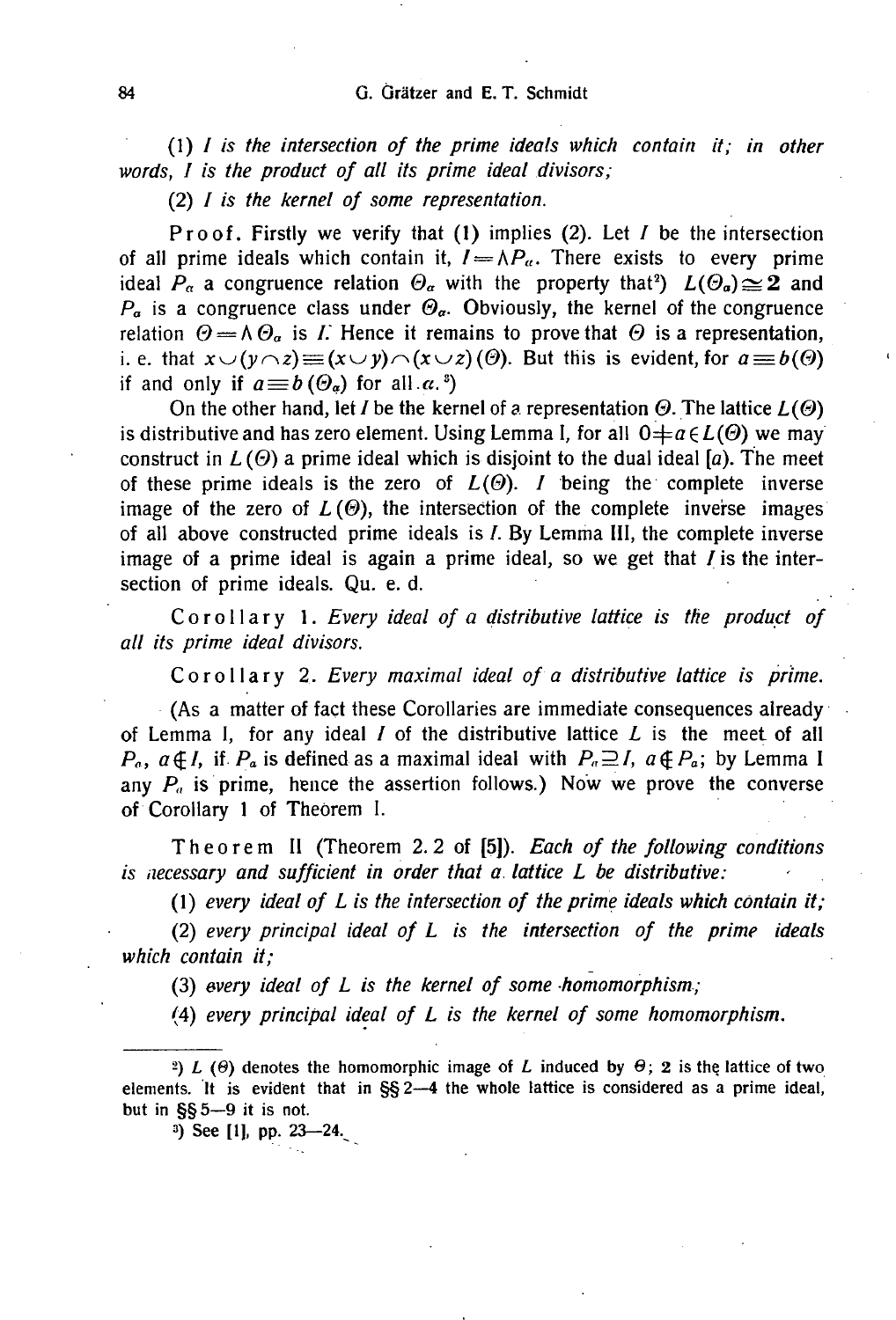(1) *$I$ is the intersection of the prime ideals which contain it; in other words, $I$ is the product of all its prime ideal divisors;*

(2) *$I$ is the kernel of some representation.*

Proof. Firstly we verify that (1) implies (2). Let $I$ be the intersection of all prime ideals which contain it, $I = \wedge P_\alpha$. There exists to every prime ideal $P_\alpha$ a congruence relation $\Theta_\alpha$ with the property that[2] $L(\Theta_\alpha) \cong \mathbf{2}$ and $P_\alpha$ is a congruence class under $\Theta_\alpha$. Obviously, the kernel of the congruence relation $\Theta = \wedge \Theta_\alpha$ is $I$. Hence it remains to prove that $\Theta$ is a representation, i. e. that $x \cup (y \cap z) \equiv (x \cup y) \cap (x \cup z) (\Theta)$. But this is evident, for $a \equiv b(\Theta)$ if and only if $a \equiv b(\Theta_\alpha)$ for all $\alpha$.[3]

On the other hand, let $I$ be the kernel of a representation $\Theta$. The lattice $L(\Theta)$ is distributive and has zero element. Using Lemma I, for all $0 \neq a \in L(\Theta)$ we may construct in $L(\Theta)$ a prime ideal which is disjoint to the dual ideal $[a)$. The meet of these prime ideals is the zero of $L(\Theta)$. $I$ being the complete inverse image of the zero of $L(\Theta)$, the intersection of the complete inverse images of all above constructed prime ideals is $I$. By Lemma III, the complete inverse image of a prime ideal is again a prime ideal, so we get that $I$ is the intersection of prime ideals. Qu. e. d.

Corollary 1. *Every ideal of a distributive lattice is the product of all its prime ideal divisors.*

Corollary 2. *Every maximal ideal of a distributive lattice is prime.*

(As a matter of fact these Corollaries are immediate consequences already of Lemma I, for any ideal $I$ of the distributive lattice $L$ is the meet of all $P_a$, $a \notin I$, if $P_a$ is defined as a maximal ideal with $P_a \supseteq I$, $a \notin P_a$; by Lemma I any $P_a$ is prime, hence the assertion follows.) Now we prove the converse of Corollary 1 of Theorem I.

Theorem II (Theorem 2. 2 of [5]). *Each of the following conditions is necessary and sufficient in order that a lattice $L$ be distributive:*

(1) *every ideal of $L$ is the intersection of the prime ideals which contain it;*

(2) *every principal ideal of $L$ is the intersection of the prime ideals which contain it;*

(3) *every ideal of $L$ is the kernel of some homomorphism;*

(4) *every principal ideal of $L$ is the kernel of some homomorphism.*

---

[2]) $L(\Theta)$ denotes the homomorphic image of $L$ induced by $\Theta$; $\mathbf{2}$ is the lattice of two elements. It is evident that in §§ 2—4 the whole lattice is considered as a prime ideal, but in §§ 5—9 it is not.

[3]) See [1], pp. 23—24.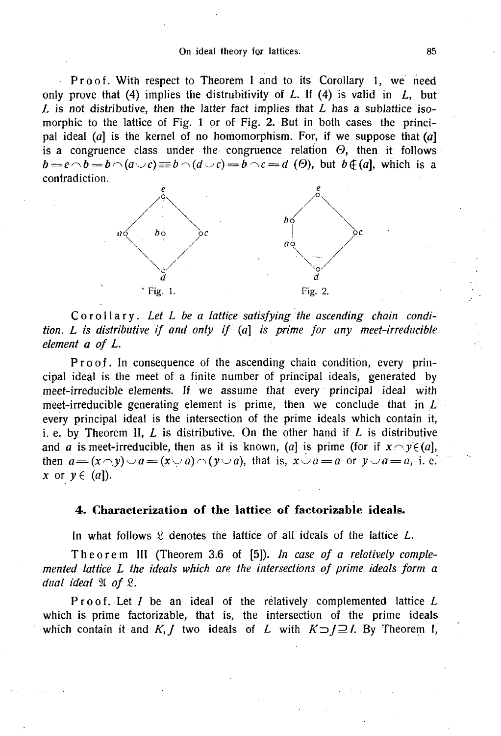Proof. With respect to Theorem I and to its Corollary 1, we need only prove that (4) implies the distrubitivity of $L$. If (4) is valid in $L$, but $L$ is not distributive, then the latter fact implies that $L$ has a sublattice isomorphic to the lattice of Fig. 1 or of Fig. 2. But in both cases the principal ideal $(a]$ is the kernel of no homomorphism. For, if we suppose that $(a]$ is a congruence class under the congruence relation $\Theta$, then it follows $b = e \frown b = b \frown (a \smile c) \equiv b \frown (d \smile c) = b \frown c = d \; (\Theta)$, but $b \notin (a]$, which is a contradiction.

Fig. 1.

Fig. 2.

Corollary. *Let $L$ be a lattice satisfying the ascending chain condition. $L$ is distributive if and only if $(a]$ is prime for any meet-irreducible element $a$ of $L$.*

Proof. In consequence of the ascending chain condition, every principal ideal is the meet of a finite number of principal ideals, generated by meet-irreducible elements. If we assume that every principal ideal with meet-irreducible generating element is prime, then we conclude that in $L$ every principal ideal is the intersection of the prime ideals which contain it, i. e. by Theorem II, $L$ is distributive. On the other hand if $L$ is distributive and $a$ is meet-irreducible, then as it is known, $(a]$ is prime (for if $x \frown y \in (a]$, then $a = (x \frown y) \smile a = (x \smile a) \frown (y \smile a)$, that is, $x \smile a = a$ or $y \smile a = a$, i. e. $x$ or $y \in (a]$).

## 4. Characterization of the lattice of factorizable ideals.

In what follows $\mathfrak{L}$ denotes the lattice of all ideals of the lattice $L$.

Theorem III (Theorem 3.6 of [5]). *In case of a relatively complemented lattice $L$ the ideals which are the intersections of prime ideals form a dual ideal $\mathfrak{A}$ of $\mathfrak{L}$.*

Proof. Let $I$ be an ideal of the relatively complemented lattice $L$ which is prime factorizable, that is, the intersection of the prime ideals which contain it and $K, J$ two ideals of $L$ with $K \supset J \supseteq I$. By Theorem I,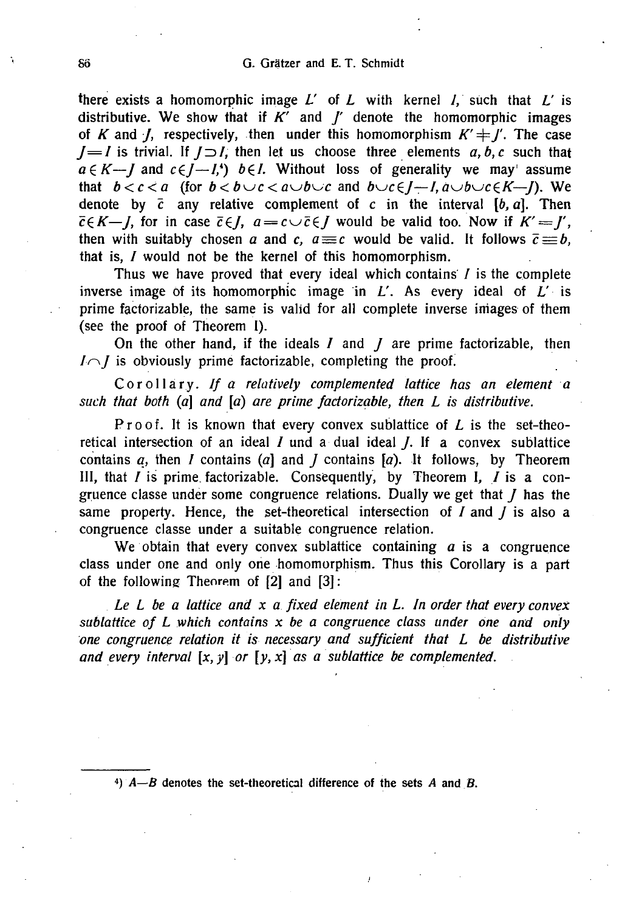there exists a homomorphic image $L'$ of $L$ with kernel $I$, such that $L'$ is distributive. We show that if $K'$ and $J'$ denote the homomorphic images of $K$ and $J$, respectively, then under this homomorphism $K' \neq J'$. The case $J = I$ is trivial. If $J \supset I$, then let us choose three elements $a, b, c$ such that $a \in K - J$ and $c \in J - I$,[4] $b \in I$. Without loss of generality we may assume that $b < c < a$ (for $b < b \cup c < a \cup b \cup c$ and $b \cup c \in J - I$, $a \cup b \cup c \in K - J$). We denote by $\bar{c}$ any relative complement of $c$ in the interval $[b, a]$. Then $\bar{c} \in K - J$, for in case $\bar{c} \in J$, $a = c \cup \bar{c} \in J$ would be valid too. Now if $K' = J'$, then with suitably chosen $a$ and $c$, $a \equiv c$ would be valid. It follows $\bar{c} \equiv b$, that is, $I$ would not be the kernel of this homomorphism.

Thus we have proved that every ideal which contains $I$ is the complete inverse image of its homomorphic image in $L'$. As every ideal of $L'$ is prime factorizable, the same is valid for all complete inverse images of them (see the proof of Theorem I).

On the other hand, if the ideals $I$ and $J$ are prime factorizable, then $I \cap J$ is obviously prime factorizable, completing the proof.

Corollary. *If a relatively complemented lattice has an element $a$ such that both $(a]$ and $[a)$ are prime factorizable, then $L$ is distributive.*

Proof. It is known that every convex sublattice of $L$ is the set-theoretical intersection of an ideal $I$ und a dual ideal $J$. If a convex sublattice contains $a$, then $I$ contains $(a]$ and $J$ contains $[a)$. It follows, by Theorem III, that $I$ is prime factorizable. Consequently, by Theorem I, $I$ is a congruence classe under some congruence relations. Dually we get that $J$ has the same property. Hence, the set-theoretical intersection of $I$ and $J$ is also a congruence classe under a suitable congruence relation.

We obtain that every convex sublattice containing $a$ is a congruence class under one and only one homomorphism. Thus this Corollary is a part of the following Theorem of [2] and [3]:

*Le $L$ be a lattice and $x$ a fixed element in $L$. In order that every convex sublattice of $L$ which contains $x$ be a congruence class under one and only one congruence relation it is necessary and sufficient that $L$ be distributive and every interval $[x, y]$ or $[y, x]$ as a sublattice be complemented.*

---

[4] $A - B$ denotes the set-theoretical difference of the sets $A$ and $B$.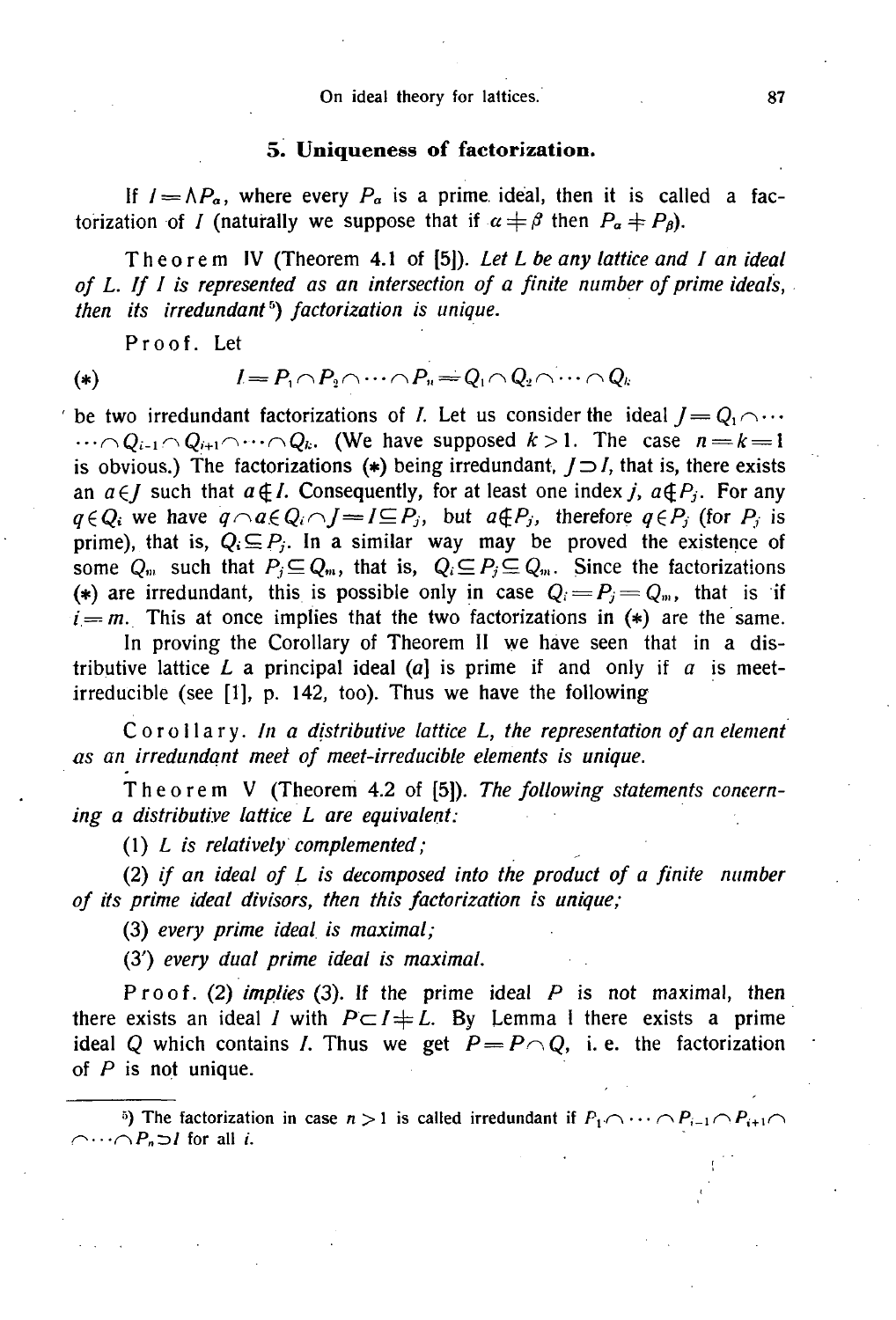## 5. Uniqueness of factorization.

If $I = \wedge P_\alpha$, where every $P_\alpha$ is a prime ideal, then it is called a factorization of $I$ (naturally we suppose that if $\alpha \neq \beta$ then $P_\alpha \neq P_\beta$).

Theorem IV (Theorem 4.1 of [5]). *Let $L$ be any lattice and $I$ an ideal of $L$. If $I$ is represented as an intersection of a finite number of prime ideals, then its irredundant*[5]) *factorization is unique.*

Proof. Let

$$(*) \qquad I = P_1 \cap P_2 \cap \cdots \cap P_n = Q_1 \cap Q_2 \cap \cdots \cap Q_k$$

be two irredundant factorizations of $I$. Let us consider the ideal $J = Q_1 \cap \cdots \cdots \cap Q_{i-1} \cap Q_{i+1} \cap \cdots \cap Q_k$. (We have supposed $k > 1$. The case $n = k = 1$ is obvious.) The factorizations $(*)$ being irredundant, $J \supset I$, that is, there exists an $a \in J$ such that $a \notin I$. Consequently, for at least one index $j$, $a \notin P_j$. For any $q \in Q_i$ we have $q \cap a \in Q_i \cap J = I \subseteq P_j$, but $a \notin P_j$, therefore $q \in P_j$ (for $P_j$ is prime), that is, $Q_i \subseteq P_j$. In a similar way may be proved the existence of some $Q_m$ such that $P_j \subseteq Q_m$, that is, $Q_i \subseteq P_j \subseteq Q_m$. Since the factorizations $(*)$ are irredundant, this is possible only in case $Q_i = P_j = Q_m$, that is if $i = m$. This at once implies that the two factorizations in $(*)$ are the same.

In proving the Corollary of Theorem II we have seen that in a distributive lattice $L$ a principal ideal $(a]$ is prime if and only if $a$ is meet-irreducible (see [1], p. 142, too). Thus we have the following

Corollary. *In a distributive lattice $L$, the representation of an element as an irredundant meet of meet-irreducible elements is unique.*

Theorem V (Theorem 4.2 of [5]). *The following statements concerning a distributive lattice $L$ are equivalent:*

(1) *$L$ is relatively complemented;*

(2) *if an ideal of $L$ is decomposed into the product of a finite number of its prime ideal divisors, then this factorization is unique;*

(3) *every prime ideal is maximal;*

(3′) *every dual prime ideal is maximal.*

Proof. (2) *implies* (3). If the prime ideal $P$ is not maximal, then there exists an ideal $I$ with $P \subset I \neq L$. By Lemma I there exists a prime ideal $Q$ which contains $I$. Thus we get $P = P \cap Q$, i. e. the factorization of $P$ is not unique.

---

[5]) The factorization in case $n > 1$ is called irredundant if $P_1 \cap \cdots \cap P_{i-1} \cap P_{i+1} \cap \cap \cdots \cap P_n \supset I$ for all $i$.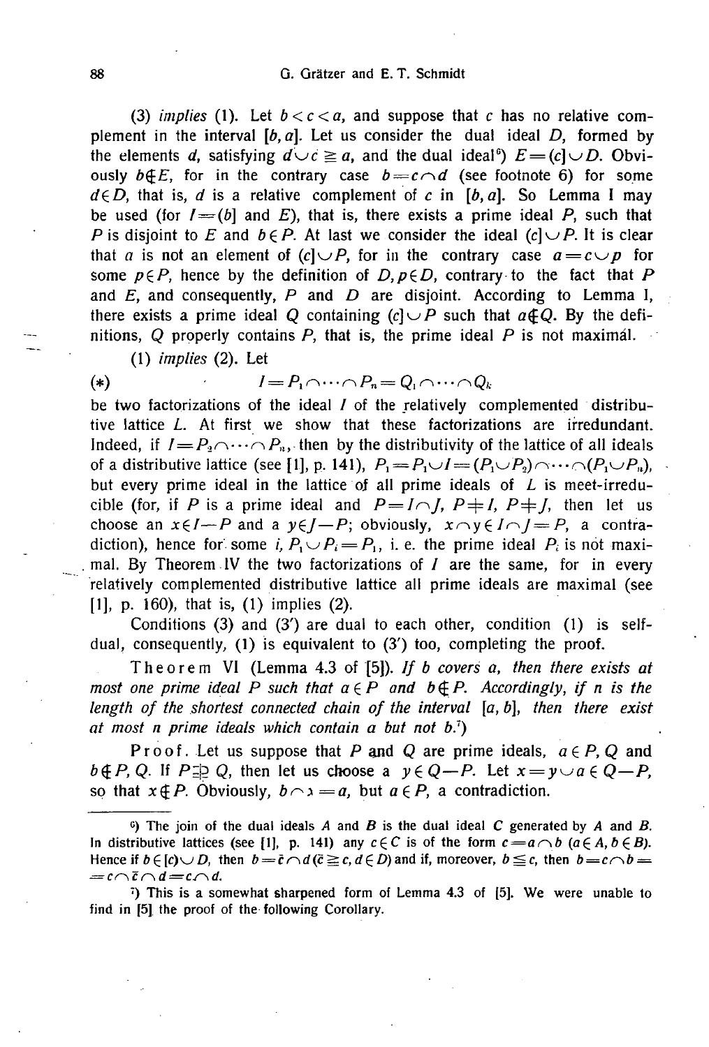(3) *implies* (1). Let $b < c < a$, and suppose that $c$ has no relative complement in the interval $[b, a]$. Let us consider the dual ideal $D$, formed by the elements $d$, satisfying $d \cup c \geqq a$, and the dual ideal[6]) $E = (c] \cup D$. Obviously $b \notin E$, for in the contrary case $b = c \cap d$ (see footnote 6) for some $d \in D$, that is, $d$ is a relative complement of $c$ in $[b, a]$. So Lemma I may be used (for $I = (b]$ and $E$), that is, there exists a prime ideal $P$, such that $P$ is disjoint to $E$ and $b \in P$. At last we consider the ideal $(c] \cup P$. It is clear that $a$ is not an element of $(c] \cup P$, for in the contrary case $a = c \cup p$ for some $p \in P$, hence by the definition of $D, p \in D$, contrary to the fact that $P$ and $E$, and consequently, $P$ and $D$ are disjoint. According to Lemma I, there exists a prime ideal $Q$ containing $(c] \cup P$ such that $a \notin Q$. By the definitions, $Q$ properly contains $P$, that is, the prime ideal $P$ is not maximal.

(1) *implies* (2). Let

$$(*) \qquad I = P_1 \cap \cdots \cap P_n = Q_1 \cap \cdots \cap Q_k$$

be two factorizations of the ideal $I$ of the relatively complemented distributive lattice $L$. At first we show that these factorizations are irredundant. Indeed, if $I = P_2 \cap \cdots \cap P_n$, then by the distributivity of the lattice of all ideals of a distributive lattice (see [1], p. 141), $P_1 = P_1 \cup I = (P_1 \cup P_2) \cap \cdots \cap (P_1 \cup P_n)$, but every prime ideal in the lattice of all prime ideals of $L$ is meet-irreducible (for, if $P$ is a prime ideal and $P = I \cap J$, $P \neq I$, $P \neq J$, then let us choose an $x \in I - P$ and a $y \in J - P$; obviously, $x \cap y \in I \cap J = P$, a contradiction), hence for some $i$, $P_1 \cup P_i = P_1$, i. e. the prime ideal $P_i$ is not maximal. By Theorem IV the two factorizations of $I$ are the same, for in every relatively complemented distributive lattice all prime ideals are maximal (see [1], p. 160), that is, (1) implies (2).

Conditions (3) and (3′) are dual to each other, condition (1) is self-dual, consequently, (1) is equivalent to (3′) too, completing the proof.

Theorem VI (Lemma 4.3 of [5]). *If $b$ covers $a$, then there exists at most one prime ideal $P$ such that $a \in P$ and $b \notin P$. Accordingly, if $n$ is the length of the shortest connected chain of the interval $[a, b]$, then there exist at most $n$ prime ideals which contain $a$ but not $b$.*[7])

Proof. Let us suppose that $P$ and $Q$ are prime ideals, $a \in P, Q$ and $b \notin P, Q$. If $P \not\supseteq Q$, then let us choose a $y \in Q - P$. Let $x = y \cup a \in Q - P$, so that $x \notin P$. Obviously, $b \cap x = a$, but $a \in P$, a contradiction.

---

[6]) The join of the dual ideals $A$ and $B$ is the dual ideal $C$ generated by $A$ and $B$. In distributive lattices (see [1], p. 141) any $c \in C$ is of the form $c = a \cap b$ ($a \in A, b \in B$). Hence if $b \in [c) \cup D$, then $b = \bar{c} \cap d$ ($\bar{c} \geqq c, d \in D$) and if, moreover, $b \leqq c$, then $b = c \cap b = c \cap \bar{c} \cap d = c \cap d$.

[7]) This is a somewhat sharpened form of Lemma 4.3 of [5]. We were unable to find in [5] the proof of the following Corollary.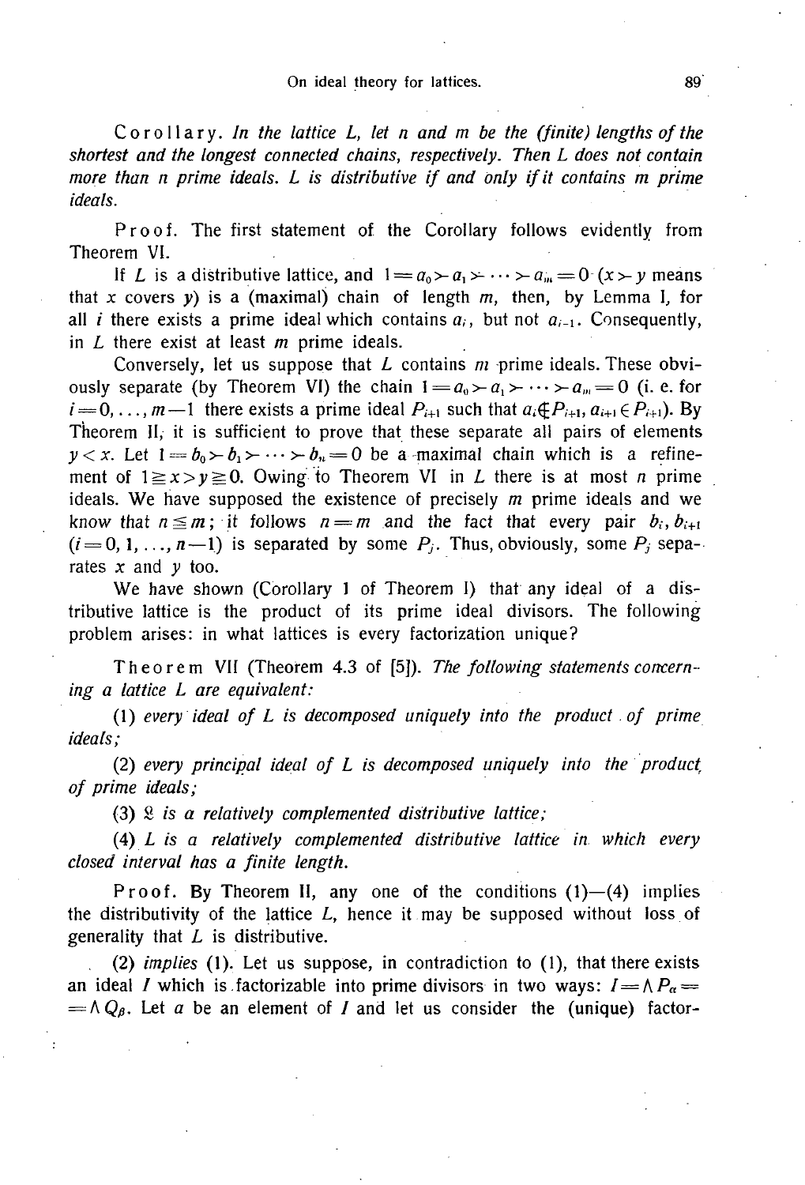Corollary. *In the lattice $L$, let $n$ and $m$ be the (finite) lengths of the shortest and the longest connected chains, respectively. Then $L$ does not contain more than $n$ prime ideals. $L$ is distributive if and only if it contains $m$ prime ideals.*

Proof. The first statement of the Corollary follows evidently from Theorem VI.

If $L$ is a distributive lattice, and $1 = a_0 \succ a_1 \succ \cdots \succ a_m = 0$ ($x \succ y$ means that $x$ covers $y$) is a (maximal) chain of length $m$, then, by Lemma I, for all $i$ there exists a prime ideal which contains $a_i$, but not $a_{i-1}$. Consequently, in $L$ there exist at least $m$ prime ideals.

Conversely, let us suppose that $L$ contains $m$ prime ideals. These obviously separate (by Theorem VI) the chain $1 = a_0 \succ a_1 \succ \cdots \succ a_m = 0$ (i. e. for $i = 0, \ldots, m-1$ there exists a prime ideal $P_{i+1}$ such that $a_i \notin P_{i+1}$, $a_{i+1} \in P_{i+1}$). By Theorem II, it is sufficient to prove that these separate all pairs of elements $y < x$. Let $1 = b_0 \succ b_1 \succ \cdots \succ b_n = 0$ be a maximal chain which is a refinement of $1 \geqq x > y \geqq 0$. Owing to Theorem VI in $L$ there is at most $n$ prime ideals. We have supposed the existence of precisely $m$ prime ideals and we know that $n \leqq m$; it follows $n = m$ and the fact that every pair $b_i, b_{i+1}$ ($i = 0, 1, \ldots, n-1$) is separated by some $P_j$. Thus, obviously, some $P_j$ separates $x$ and $y$ too.

We have shown (Corollary 1 of Theorem I) that any ideal of a distributive lattice is the product of its prime ideal divisors. The following problem arises: in what lattices is every factorization unique?

Theorem VII (Theorem 4.3 of [5]). *The following statements concerning a lattice $L$ are equivalent:*

(1) *every ideal of $L$ is decomposed uniquely into the product of prime ideals;*

(2) *every principal ideal of $L$ is decomposed uniquely into the product of prime ideals;*

(3) *$\mathfrak{L}$ is a relatively complemented distributive lattice;*

(4) *$L$ is a relatively complemented distributive lattice in which every closed interval has a finite length.*

Proof. By Theorem II, any one of the conditions (1)—(4) implies the distributivity of the lattice $L$, hence it may be supposed without loss of generality that $L$ is distributive.

(2) *implies* (1). Let us suppose, in contradiction to (1), that there exists an ideal $I$ which is factorizable into prime divisors in two ways: $I = \bigwedge P_\alpha = \bigwedge Q_\beta$. Let $a$ be an element of $I$ and let us consider the (unique) factor-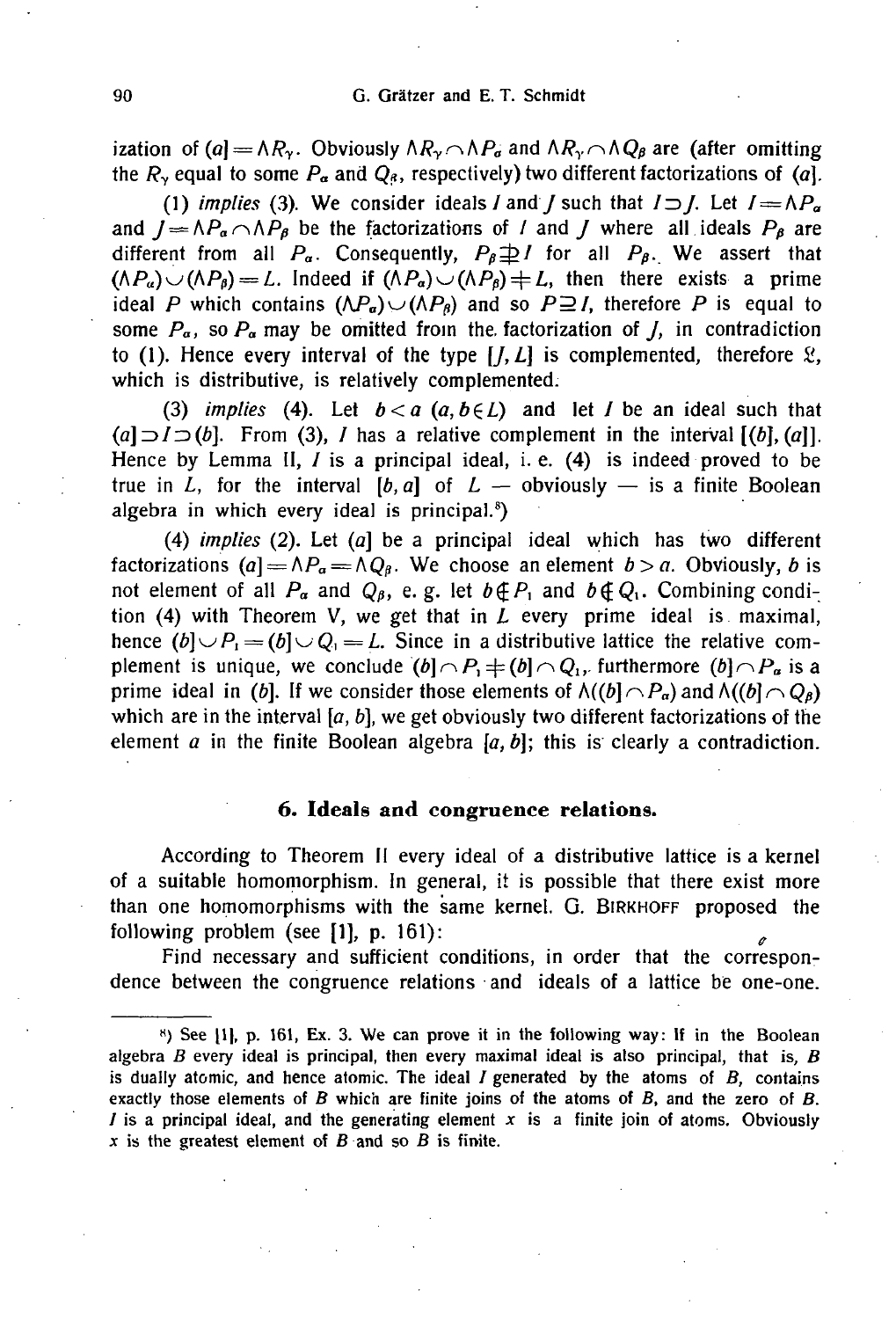ization of $(a] = \wedge R_\gamma$. Obviously $\wedge R_\gamma \cap \wedge P_\alpha$ and $\wedge R_\gamma \cap \wedge Q_\beta$ are (after omitting the $R_\gamma$ equal to some $P_\alpha$ and $Q_\beta$, respectively) two different factorizations of $(a]$.

(1) *implies* (3). We consider ideals $I$ and $J$ such that $I \supset J$. Let $I = \wedge P_\alpha$ and $J = \wedge P_\alpha \cap \wedge P_\beta$ be the factorizations of $I$ and $J$ where all ideals $P_\beta$ are different from all $P_\alpha$. Consequently, $P_\beta \not\supseteq I$ for all $P_\beta$. We assert that $(\wedge P_\alpha) \cup (\wedge P_\beta) = L$. Indeed if $(\wedge P_\alpha) \cup (\wedge P_\beta) \neq L$, then there exists a prime ideal $P$ which contains $(\wedge P_\alpha) \cup (\wedge P_\beta)$ and so $P \supseteq I$, therefore $P$ is equal to some $P_\alpha$, so $P_\alpha$ may be omitted from the factorization of $J$, in contradiction to (1). Hence every interval of the type $[J, L]$ is complemented, therefore $\mathfrak{L}$, which is distributive, is relatively complemented.

(3) *implies* (4). Let $b < a$ $(a, b \in L)$ and let $I$ be an ideal such that $(a] \supset I \supset (b]$. From (3), $I$ has a relative complement in the interval $[(b], (a]]$. Hence by Lemma II, $I$ is a principal ideal, i. e. (4) is indeed proved to be true in $L$, for the interval $[b, a]$ of $L$ — obviously — is a finite Boolean algebra in which every ideal is principal.[8])

(4) *implies* (2). Let $(a]$ be a principal ideal which has two different factorizations $(a] = \wedge P_\alpha = \wedge Q_\beta$. We choose an element $b > a$. Obviously, $b$ is not element of all $P_\alpha$ and $Q_\beta$, e. g. let $b \notin P_1$ and $b \notin Q_1$. Combining condition (4) with Theorem V, we get that in $L$ every prime ideal is maximal, hence $(b] \cup P_1 = (b] \cup Q_1 = L$. Since in a distributive lattice the relative complement is unique, we conclude $(b] \cap P_1 \neq (b] \cap Q_1$, furthermore $(b] \cap P_\alpha$ is a prime ideal in $(b]$. If we consider those elements of $\wedge((b] \cap P_\alpha)$ and $\wedge((b] \cap Q_\beta)$ which are in the interval $[a, b]$, we get obviously two different factorizations of the element $a$ in the finite Boolean algebra $[a, b]$; this is clearly a contradiction.

## 6. Ideals and congruence relations.

According to Theorem II every ideal of a distributive lattice is a kernel of a suitable homomorphism. In general, it is possible that there exist more than one homomorphisms with the same kernel. G. Birkhoff proposed the following problem (see [1], p. 161):

Find necessary and sufficient conditions, in order that the correspondence between the congruence relations and ideals of a lattice be one-one.

---

[8]) See [1], p. 161, Ex. 3. We can prove it in the following way: If in the Boolean algebra $B$ every ideal is principal, then every maximal ideal is also principal, that is, $B$ is dually atomic, and hence atomic. The ideal $I$ generated by the atoms of $B$, contains exactly those elements of $B$ which are finite joins of the atoms of $B$, and the zero of $B$. $I$ is a principal ideal, and the generating element $x$ is a finite join of atoms. Obviously $x$ is the greatest element of $B$ and so $B$ is finite.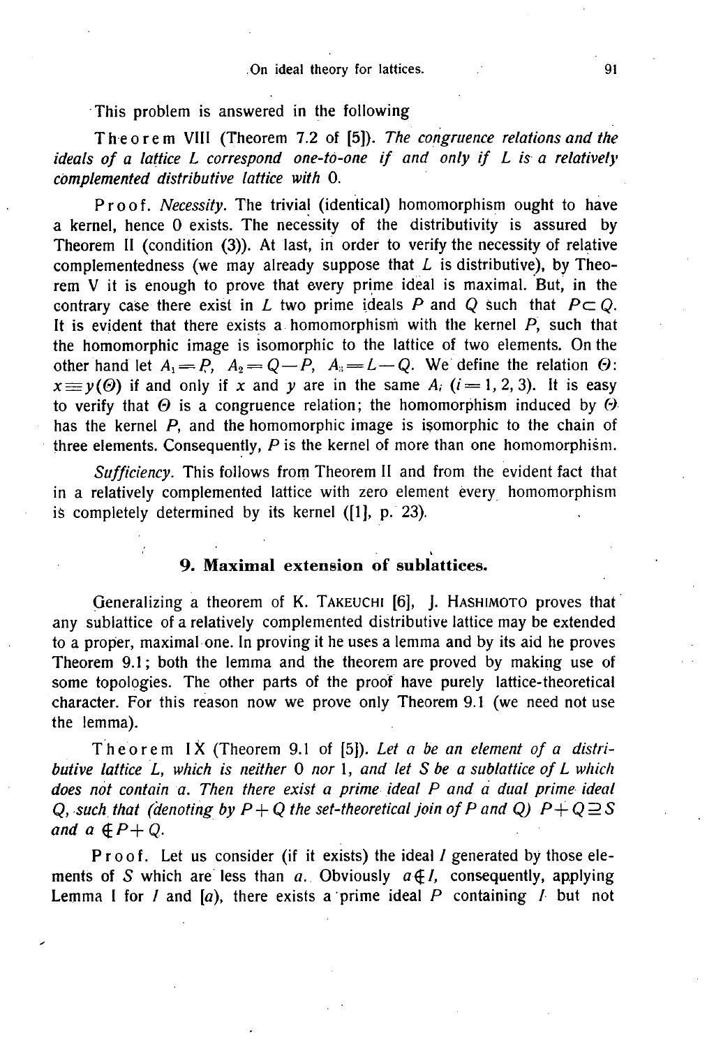This problem is answered in the following

Theorem VIII (Theorem 7.2 of [5]). *The congruence relations and the ideals of a lattice L correspond one-to-one if and only if L is a relatively complemented distributive lattice with* 0.

Proof. *Necessity.* The trivial (identical) homomorphism ought to have a kernel, hence 0 exists. The necessity of the distributivity is assured by Theorem II (condition (3)). At last, in order to verify the necessity of relative complementedness (we may already suppose that $L$ is distributive), by Theorem V it is enough to prove that every prime ideal is maximal. But, in the contrary case there exist in $L$ two prime ideals $P$ and $Q$ such that $P \subset Q$. It is evident that there exists a homomorphism with the kernel $P$, such that the homomorphic image is isomorphic to the lattice of two elements. On the other hand let $A_1 = P$, $A_2 = Q - P$, $A_3 = L - Q$. We define the relation $\Theta$: $x \equiv y(\Theta)$ if and only if $x$ and $y$ are in the same $A_i$ $(i = 1, 2, 3)$. It is easy to verify that $\Theta$ is a congruence relation; the homomorphism induced by $\Theta$ has the kernel $P$, and the homomorphic image is isomorphic to the chain of three elements. Consequently, $P$ is the kernel of more than one homomorphism.

*Sufficiency.* This follows from Theorem II and from the evident fact that in a relatively complemented lattice with zero element every homomorphism is completely determined by its kernel ([1], p. 23).

## 9. Maximal extension of sublattices.

Generalizing a theorem of K. Takeuchi [6], J. Hashimoto proves that any sublattice of a relatively complemented distributive lattice may be extended to a proper, maximal one. In proving it he uses a lemma and by its aid he proves Theorem 9.1; both the lemma and the theorem are proved by making use of some topologies. The other parts of the proof have purely lattice-theoretical character. For this reason now we prove only Theorem 9.1 (we need not use the lemma).

Theorem IX (Theorem 9.1 of [5]). *Let a be an element of a distributive lattice L, which is neither* 0 *nor* 1, *and let S be a sublattice of L which does not contain a. Then there exist a prime ideal P and a dual prime ideal Q, such that (denoting by $P + Q$ the set-theoretical join of P and Q) $P + Q \supseteq S$ and $a \notin P + Q$.*

Proof. Let us consider (if it exists) the ideal $I$ generated by those elements of $S$ which are less than $a$. Obviously $a \notin I$, consequently, applying Lemma I for $I$ and $[a)$, there exists a prime ideal $P$ containing $I$ but not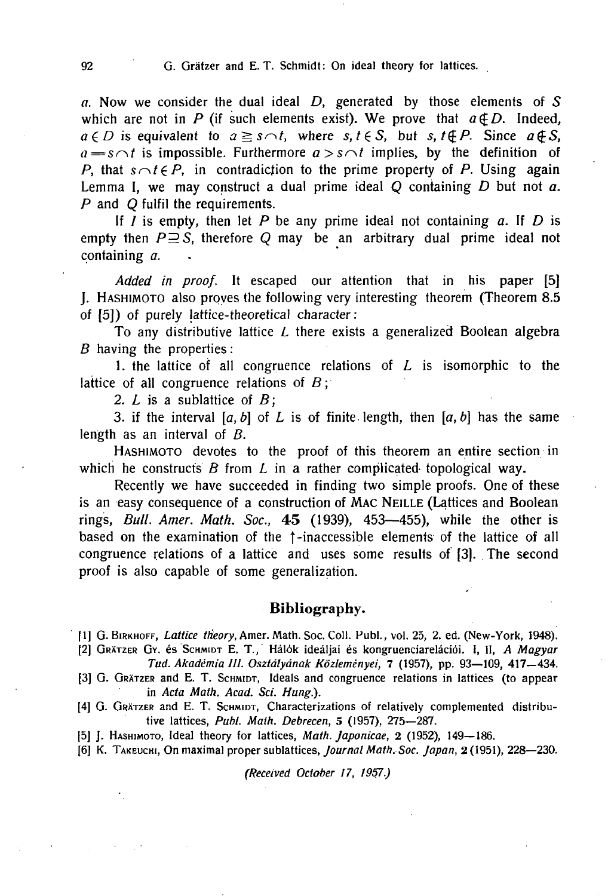$a$. Now we consider the dual ideal $D$, generated by those elements of $S$ which are not in $P$ (if such elements exist). We prove that $a \notin D$. Indeed, $a \in D$ is equivalent to $a \geqq s \frown t$, where $s, t \in S$, but $s, t \notin P$. Since $a \notin S$, $a = s \frown t$ is impossible. Furthermore $a > s \frown t$ implies, by the definition of $P$, that $s \frown t \in P$, in contradiction to the prime property of $P$. Using again Lemma I, we may construct a dual prime ideal $Q$ containing $D$ but not $a$. $P$ and $Q$ fulfil the requirements.

If $I$ is empty, then let $P$ be any prime ideal not containing $a$. If $D$ is empty then $P \supseteq S$, therefore $Q$ may be an arbitrary dual prime ideal not containing $a$.

*Added in proof.* It escaped our attention that in his paper [5] J. HASHIMOTO also proves the following very interesting theorem (Theorem 8.5 of [5]) of purely lattice-theoretical character:

To any distributive lattice $L$ there exists a generalized Boolean algebra $B$ having the properties:

1. the lattice of all congruence relations of $L$ is isomorphic to the lattice of all congruence relations of $B$;

2. $L$ is a sublattice of $B$;

3. if the interval $[a, b]$ of $L$ is of finite length, then $[a, b]$ has the same length as an interval of $B$.

HASHIMOTO devotes to the proof of this theorem an entire section in which he constructs $B$ from $L$ in a rather complicated topological way.

Recently we have succeeded in finding two simple proofs. One of these is an easy consequence of a construction of MAC NEILLE (Lattices and Boolean rings, *Bull. Amer. Math. Soc.*, **45** (1939), 453—455), while the other is based on the examination of the $\uparrow$-inaccessible elements of the lattice of all congruence relations of a lattice and uses some results of [3]. The second proof is also capable of some generalization.

## Bibliography.

[1] G. BIRKHOFF, *Lattice theory*, Amer. Math. Soc. Coll. Publ., vol. 25, 2. ed. (New-York, 1948).

[2] GRÄTZER GY. és SCHMIDT E. T., Hálók ideáljai és kongruenciarelációi. I, II, *A Magyar Tud. Akadémia III. Osztályának Közleményei*, 7 (1957), pp. 93—109, 417—434.

[3] G. GRÄTZER and E. T. SCHMIDT, Ideals and congruence relations in lattices (to appear in *Acta Math. Acad. Sci. Hung.*).

[4] G. GRÄTZER and E. T. SCHMIDT, Characterizations of relatively complemented distributive lattices, *Publ. Math. Debrecen*, 5 (1957), 275—287.

[5] J. HASHIMOTO, Ideal theory for lattices, *Math. Japonicae*, 2 (1952), 149—186.

[6] K. TAKEUCHI, On maximal proper sublattices, *Journal Math. Soc. Japan*, 2 (1951), 228—230.

*(Received October 17, 1957.)*